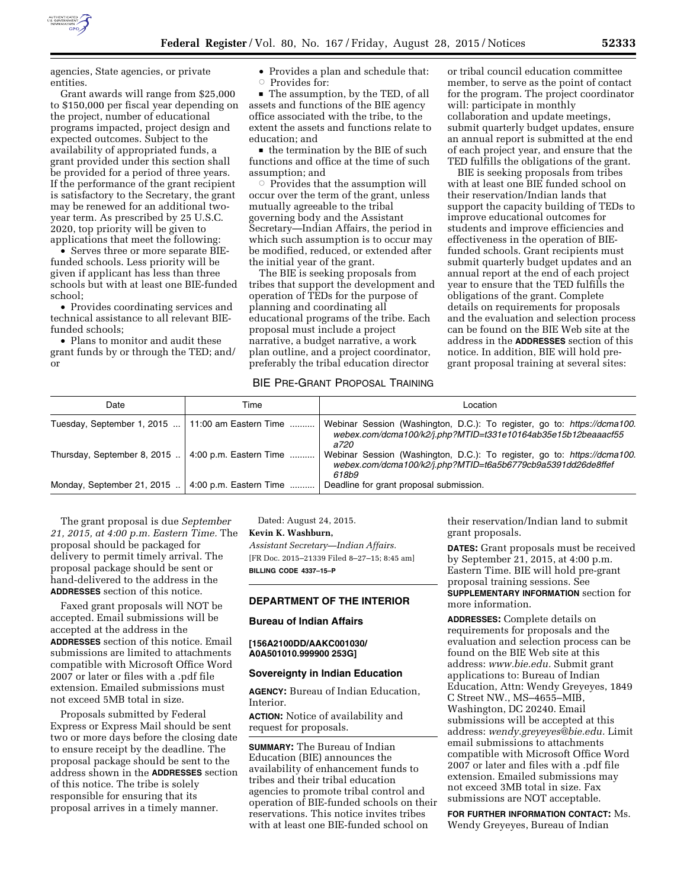agencies, State agencies, or private entities.

Grant awards will range from $25,000 to $150,000 per fiscal year depending on the project, number of educational programs impacted, project design and expected outcomes. Subject to the availability of appropriated funds, a grant provided under this section shall be provided for a period of three years. If the performance of the grant recipient is satisfactory to the Secretary, the grant may be renewed for an additional two-year term. As prescribed by 25 U.S.C. 2020, top priority will be given to applications that meet the following:

- Serves three or more separate BIE-funded schools. Less priority will be given if applicant has less than three schools but with at least one BIE-funded school;
- Provides coordinating services and technical assistance to all relevant BIE-funded schools;
- Plans to monitor and audit these grant funds by or through the TED; and/or
- Provides a plan and schedule that:
  - Provides for:
    - The assumption, by the TED, of all assets and functions of the BIE agency office associated with the tribe, to the extent the assets and functions relate to education; and
    - the termination by the BIE of such functions and office at the time of such assumption; and
  - Provides that the assumption will occur over the term of the grant, unless mutually agreeable to the tribal governing body and the Assistant Secretary—Indian Affairs, the period in which such assumption is to occur may be modified, reduced, or extended after the initial year of the grant.

The BIE is seeking proposals from tribes that support the development and operation of TEDs for the purpose of planning and coordinating all educational programs of the tribe. Each proposal must include a project narrative, a budget narrative, a work plan outline, and a project coordinator, preferably the tribal education director or tribal council education committee member, to serve as the point of contact for the program. The project coordinator will: participate in monthly collaboration and update meetings, submit quarterly budget updates, ensure an annual report is submitted at the end of each project year, and ensure that the TED fulfills the obligations of the grant.

BIE is seeking proposals from tribes with at least one BIE funded school on their reservation/Indian lands that support the capacity building of TEDs to improve educational outcomes for students and improve efficiencies and effectiveness in the operation of BIE-funded schools. Grant recipients must submit quarterly budget updates and an annual report at the end of each project year to ensure that the TED fulfills the obligations of the grant. Complete details on requirements for proposals and the evaluation and selection process can be found on the BIE Web site at the address in the **ADDRESSES** section of this notice. In addition, BIE will hold pre-grant proposal training at several sites:

BIE PRE-GRANT PROPOSAL TRAINING

| Date | Time | Location |
|---|---|---|
| Tuesday, September 1, 2015 | 11:00 am Eastern Time | Webinar Session (Washington, D.C.): To register, go to: *https://dcma100.webex.com/dcma100/k2/j.php?MTID=t331e10164ab35e15b12beaaacf55a720* |
| Thursday, September 8, 2015 | 4:00 p.m. Eastern Time | Webinar Session (Washington, D.C.): To register, go to: *https://dcma100.webex.com/dcma100/k2/j.php?MTID=t6a5b6779cb9a5391dd26de8ffef618b9* |
| Monday, September 21, 2015 | 4:00 p.m. Eastern Time | Deadline for grant proposal submission. |

The grant proposal is due *September 21, 2015, at 4:00 p.m. Eastern Time.* The proposal should be packaged for delivery to permit timely arrival. The proposal package should be sent or hand-delivered to the address in the **ADDRESSES** section of this notice.

Faxed grant proposals will NOT be accepted. Email submissions will be accepted at the address in the **ADDRESSES** section of this notice. Email submissions are limited to attachments compatible with Microsoft Office Word 2007 or later or files with a .pdf file extension. Emailed submissions must not exceed 5MB total in size.

Proposals submitted by Federal Express or Express Mail should be sent two or more days before the closing date to ensure receipt by the deadline. The proposal package should be sent to the address shown in the **ADDRESSES** section of this notice. The tribe is solely responsible for ensuring that its proposal arrives in a timely manner.

Dated: August 24, 2015.

**Kevin K. Washburn,**

*Assistant Secretary—Indian Affairs.*

[FR Doc. 2015–21339 Filed 8–27–15; 8:45 am]

**BILLING CODE 4337–15–P**

## DEPARTMENT OF THE INTERIOR

### Bureau of Indian Affairs

**[156A2100DD/AAKC001030/A0A501010.999900 253G]**

### Sovereignty in Indian Education

**AGENCY:** Bureau of Indian Education, Interior.

**ACTION:** Notice of availability and request for proposals.

**SUMMARY:** The Bureau of Indian Education (BIE) announces the availability of enhancement funds to tribes and their tribal education agencies to promote tribal control and operation of BIE-funded schools on their reservations. This notice invites tribes with at least one BIE-funded school on their reservation/Indian land to submit grant proposals.

**DATES:** Grant proposals must be received by September 21, 2015, at 4:00 p.m. Eastern Time. BIE will hold pre-grant proposal training sessions. See **SUPPLEMENTARY INFORMATION** section for more information.

**ADDRESSES:** Complete details on requirements for proposals and the evaluation and selection process can be found on the BIE Web site at this address: *www.bie.edu.* Submit grant applications to: Bureau of Indian Education, Attn: Wendy Greyeyes, 1849 C Street NW., MS–4655–MIB, Washington, DC 20240. Email submissions will be accepted at this address: *wendy.greyeyes@bie.edu.* Limit email submissions to attachments compatible with Microsoft Office Word 2007 or later and files with a .pdf file extension. Emailed submissions may not exceed 3MB total in size. Fax submissions are NOT acceptable.

**FOR FURTHER INFORMATION CONTACT:** Ms. Wendy Greyeyes, Bureau of Indian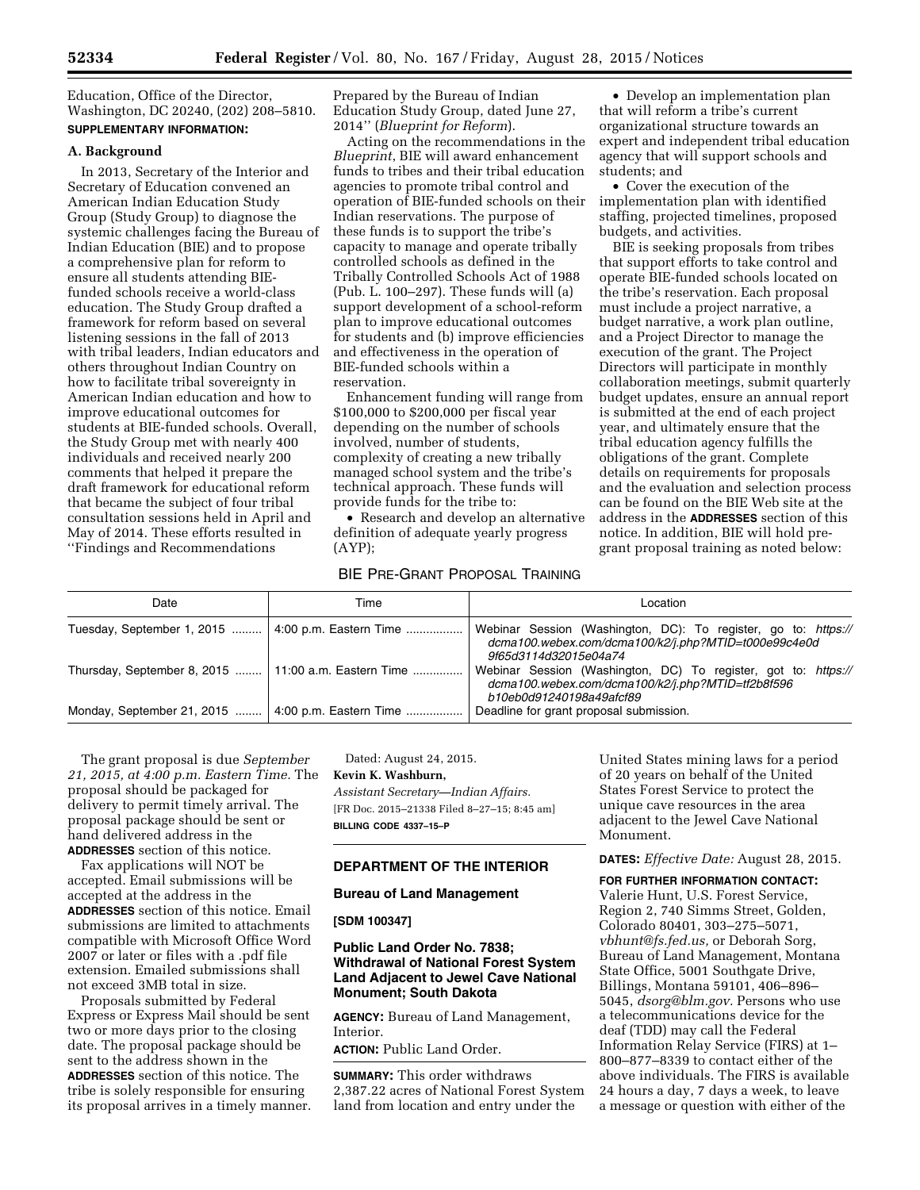Education, Office of the Director, Washington, DC 20240, (202) 208–5810.

**SUPPLEMENTARY INFORMATION:**

**A. Background**

In 2013, Secretary of the Interior and Secretary of Education convened an American Indian Education Study Group (Study Group) to diagnose the systemic challenges facing the Bureau of Indian Education (BIE) and to propose a comprehensive plan for reform to ensure all students attending BIE-funded schools receive a world-class education. The Study Group drafted a framework for reform based on several listening sessions in the fall of 2013 with tribal leaders, Indian educators and others throughout Indian Country on how to facilitate tribal sovereignty in American Indian education and how to improve educational outcomes for students at BIE-funded schools. Overall, the Study Group met with nearly 400 individuals and received nearly 200 comments that helped it prepare the draft framework for educational reform that became the subject of four tribal consultation sessions held in April and May of 2014. These efforts resulted in ''Findings and Recommendations Prepared by the Bureau of Indian Education Study Group, dated June 27, 2014'' (*Blueprint for Reform*).

Acting on the recommendations in the *Blueprint*, BIE will award enhancement funds to tribes and their tribal education agencies to promote tribal control and operation of BIE-funded schools on their Indian reservations. The purpose of these funds is to support the tribe's capacity to manage and operate tribally controlled schools as defined in the Tribally Controlled Schools Act of 1988 (Pub. L. 100–297). These funds will (a) support development of a school-reform plan to improve educational outcomes for students and (b) improve efficiencies and effectiveness in the operation of BIE-funded schools within a reservation.

Enhancement funding will range from $100,000 to $200,000 per fiscal year depending on the number of schools involved, number of students, complexity of creating a new tribally managed school system and the tribe's technical approach. These funds will provide funds for the tribe to:

- Research and develop an alternative definition of adequate yearly progress (AYP);
- Develop an implementation plan that will reform a tribe's current organizational structure towards an expert and independent tribal education agency that will support schools and students; and
- Cover the execution of the implementation plan with identified staffing, projected timelines, proposed budgets, and activities.

BIE is seeking proposals from tribes that support efforts to take control and operate BIE-funded schools located on the tribe's reservation. Each proposal must include a project narrative, a budget narrative, a work plan outline, and a Project Director to manage the execution of the grant. The Project Directors will participate in monthly collaboration meetings, submit quarterly budget updates, ensure an annual report is submitted at the end of each project year, and ultimately ensure that the tribal education agency fulfills the obligations of the grant. Complete details on requirements for proposals and the evaluation and selection process can be found on the BIE Web site at the address in the **ADDRESSES** section of this notice. In addition, BIE will hold pre-grant proposal training as noted below:

BIE PRE-GRANT PROPOSAL TRAINING

| Date | Time | Location |
|---|---|---|
| Tuesday, September 1, 2015 | 4:00 p.m. Eastern Time | Webinar Session (Washington, DC): To register, go to: *https://dcma100.webex.com/dcma100/k2/j.php?MTID=t000e99c4e0d9f65d3114d32015e04a74* |
| Thursday, September 8, 2015 | 11:00 a.m. Eastern Time | Webinar Session (Washington, DC) To register, got to: *https://dcma100.webex.com/dcma100/k2/j.php?MTID=tf2b8f596b10eb0d91240198a49afcf89* |
| Monday, September 21, 2015 | 4:00 p.m. Eastern Time | Deadline for grant proposal submission. |

The grant proposal is due *September 21, 2015, at 4:00 p.m. Eastern Time.* The proposal should be packaged for delivery to permit timely arrival. The proposal package should be sent or hand delivered address in the **ADDRESSES** section of this notice.

Fax applications will NOT be accepted. Email submissions will be accepted at the address in the **ADDRESSES** section of this notice. Email submissions are limited to attachments compatible with Microsoft Office Word 2007 or later or files with a .pdf file extension. Emailed submissions shall not exceed 3MB total in size.

Proposals submitted by Federal Express or Express Mail should be sent two or more days prior to the closing date. The proposal package should be sent to the address shown in the **ADDRESSES** section of this notice. The tribe is solely responsible for ensuring its proposal arrives in a timely manner.

Dated: August 24, 2015.

**Kevin K. Washburn,**

*Assistant Secretary—Indian Affairs.*

[FR Doc. 2015–21338 Filed 8–27–15; 8:45 am]

**BILLING CODE 4337–15–P**

## DEPARTMENT OF THE INTERIOR

### Bureau of Land Management

**[SDM 100347]**

### Public Land Order No. 7838; Withdrawal of National Forest System Land Adjacent to Jewel Cave National Monument; South Dakota

**AGENCY:** Bureau of Land Management, Interior.

**ACTION:** Public Land Order.

**SUMMARY:** This order withdraws 2,387.22 acres of National Forest System land from location and entry under the United States mining laws for a period of 20 years on behalf of the United States Forest Service to protect the unique cave resources in the area adjacent to the Jewel Cave National Monument.

**DATES:** *Effective Date:* August 28, 2015.

**FOR FURTHER INFORMATION CONTACT:** Valerie Hunt, U.S. Forest Service, Region 2, 740 Simms Street, Golden, Colorado 80401, 303–275–5071, *vbhunt@fs.fed.us,* or Deborah Sorg, Bureau of Land Management, Montana State Office, 5001 Southgate Drive, Billings, Montana 59101, 406–896–5045, *dsorg@blm.gov.* Persons who use a telecommunications device for the deaf (TDD) may call the Federal Information Relay Service (FIRS) at 1–800–877–8339 to contact either of the above individuals. The FIRS is available 24 hours a day, 7 days a week, to leave a message or question with either of the